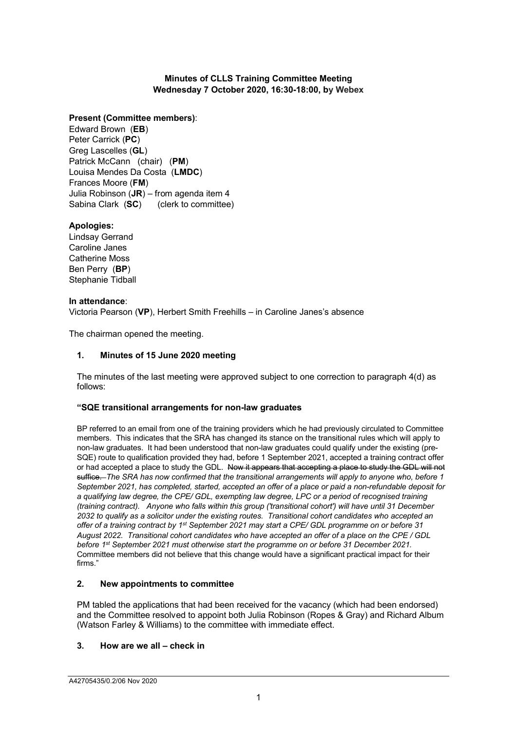**Minutes of CLLS Training Committee Meeting**
**Wednesday 7 October 2020, 16:30-18:00, by Webex**

**Present (Committee members)**:
Edward Brown (**EB**)
Peter Carrick (**PC**)
Greg Lascelles (**GL**)
Patrick McCann (chair) (**PM**)
Louisa Mendes Da Costa (**LMDC**)
Frances Moore (**FM**)
Julia Robinson (**JR**) – from agenda item 4
Sabina Clark (**SC**) (clerk to committee)

**Apologies:**
Lindsay Gerrand
Caroline Janes
Catherine Moss
Ben Perry (**BP**)
Stephanie Tidball

**In attendance**:
Victoria Pearson (**VP**), Herbert Smith Freehills – in Caroline Janes's absence

The chairman opened the meeting.

## 1. Minutes of 15 June 2020 meeting

The minutes of the last meeting were approved subject to one correction to paragraph 4(d) as follows:

**"SQE transitional arrangements for non-law graduates**

BP referred to an email from one of the training providers which he had previously circulated to Committee members. This indicates that the SRA has changed its stance on the transitional rules which will apply to non-law graduates. It had been understood that non-law graduates could qualify under the existing (pre-SQE) route to qualification provided they had, before 1 September 2021, accepted a training contract offer or had accepted a place to study the GDL. ~~Now it appears that accepting a place to study the GDL will not suffice.~~ *The SRA has now confirmed that the transitional arrangements will apply to anyone who, before 1 September 2021, has completed, started, accepted an offer of a place or paid a non-refundable deposit for a qualifying law degree, the CPE/ GDL, exempting law degree, LPC or a period of recognised training (training contract). Anyone who falls within this group ('transitional cohort') will have until 31 December 2032 to qualify as a solicitor under the existing routes. Transitional cohort candidates who accepted an offer of a training contract by 1st September 2021 may start a CPE/ GDL programme on or before 31 August 2022. Transitional cohort candidates who have accepted an offer of a place on the CPE / GDL before 1st September 2021 must otherwise start the programme on or before 31 December 2021.* Committee members did not believe that this change would have a significant practical impact for their firms."

## 2. New appointments to committee

PM tabled the applications that had been received for the vacancy (which had been endorsed) and the Committee resolved to appoint both Julia Robinson (Ropes & Gray) and Richard Album (Watson Farley & Williams) to the committee with immediate effect.

## 3. How are we all – check in

A42705435/0.2/06 Nov 2020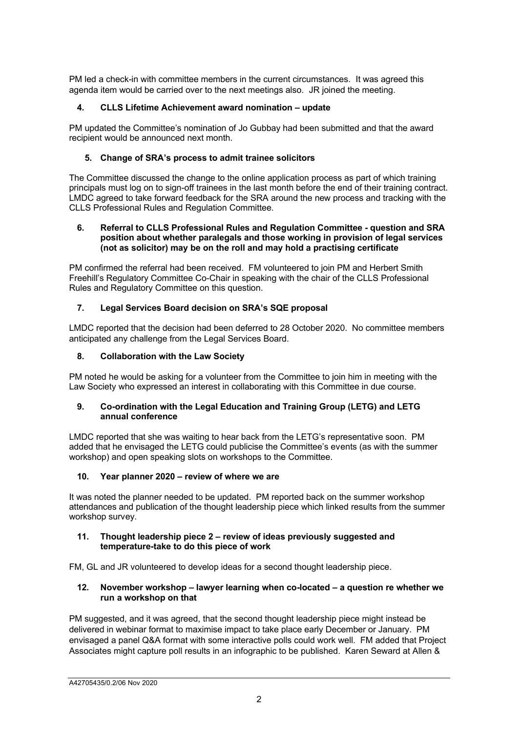PM led a check-in with committee members in the current circumstances. It was agreed this agenda item would be carried over to the next meetings also. JR joined the meeting.

**4. CLLS Lifetime Achievement award nomination – update**

PM updated the Committee's nomination of Jo Gubbay had been submitted and that the award recipient would be announced next month.

**5. Change of SRA's process to admit trainee solicitors**

The Committee discussed the change to the online application process as part of which training principals must log on to sign-off trainees in the last month before the end of their training contract. LMDC agreed to take forward feedback for the SRA around the new process and tracking with the CLLS Professional Rules and Regulation Committee.

**6. Referral to CLLS Professional Rules and Regulation Committee - question and SRA position about whether paralegals and those working in provision of legal services (not as solicitor) may be on the roll and may hold a practising certificate**

PM confirmed the referral had been received. FM volunteered to join PM and Herbert Smith Freehill's Regulatory Committee Co-Chair in speaking with the chair of the CLLS Professional Rules and Regulatory Committee on this question.

**7. Legal Services Board decision on SRA's SQE proposal**

LMDC reported that the decision had been deferred to 28 October 2020. No committee members anticipated any challenge from the Legal Services Board.

**8. Collaboration with the Law Society**

PM noted he would be asking for a volunteer from the Committee to join him in meeting with the Law Society who expressed an interest in collaborating with this Committee in due course.

**9. Co-ordination with the Legal Education and Training Group (LETG) and LETG annual conference**

LMDC reported that she was waiting to hear back from the LETG's representative soon. PM added that he envisaged the LETG could publicise the Committee's events (as with the summer workshop) and open speaking slots on workshops to the Committee.

**10. Year planner 2020 – review of where we are**

It was noted the planner needed to be updated. PM reported back on the summer workshop attendances and publication of the thought leadership piece which linked results from the summer workshop survey.

**11. Thought leadership piece 2 – review of ideas previously suggested and temperature-take to do this piece of work**

FM, GL and JR volunteered to develop ideas for a second thought leadership piece.

**12. November workshop – lawyer learning when co-located – a question re whether we run a workshop on that**

PM suggested, and it was agreed, that the second thought leadership piece might instead be delivered in webinar format to maximise impact to take place early December or January. PM envisaged a panel Q&A format with some interactive polls could work well. FM added that Project Associates might capture poll results in an infographic to be published. Karen Seward at Allen &

A42705435/0.2/06 Nov 2020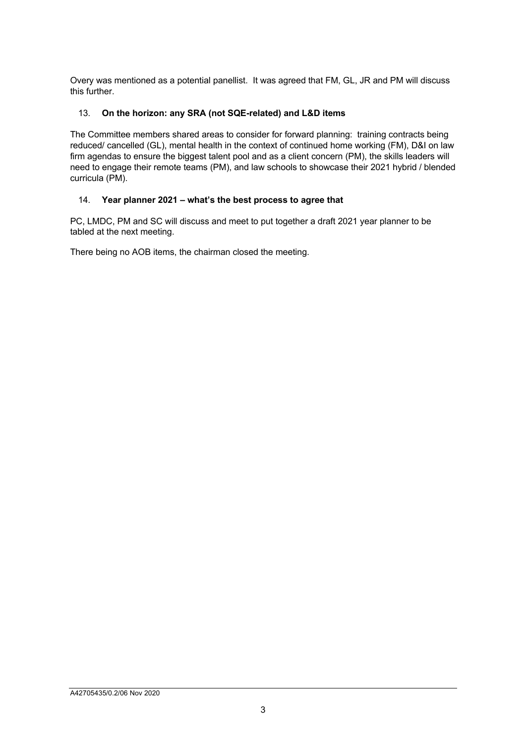Overy was mentioned as a potential panellist. It was agreed that FM, GL, JR and PM will discuss this further.

13. **On the horizon: any SRA (not SQE-related) and L&D items**

The Committee members shared areas to consider for forward planning: training contracts being reduced/ cancelled (GL), mental health in the context of continued home working (FM), D&I on law firm agendas to ensure the biggest talent pool and as a client concern (PM), the skills leaders will need to engage their remote teams (PM), and law schools to showcase their 2021 hybrid / blended curricula (PM).

14. **Year planner 2021 – what's the best process to agree that**

PC, LMDC, PM and SC will discuss and meet to put together a draft 2021 year planner to be tabled at the next meeting.

There being no AOB items, the chairman closed the meeting.

A42705435/0.2/06 Nov 2020